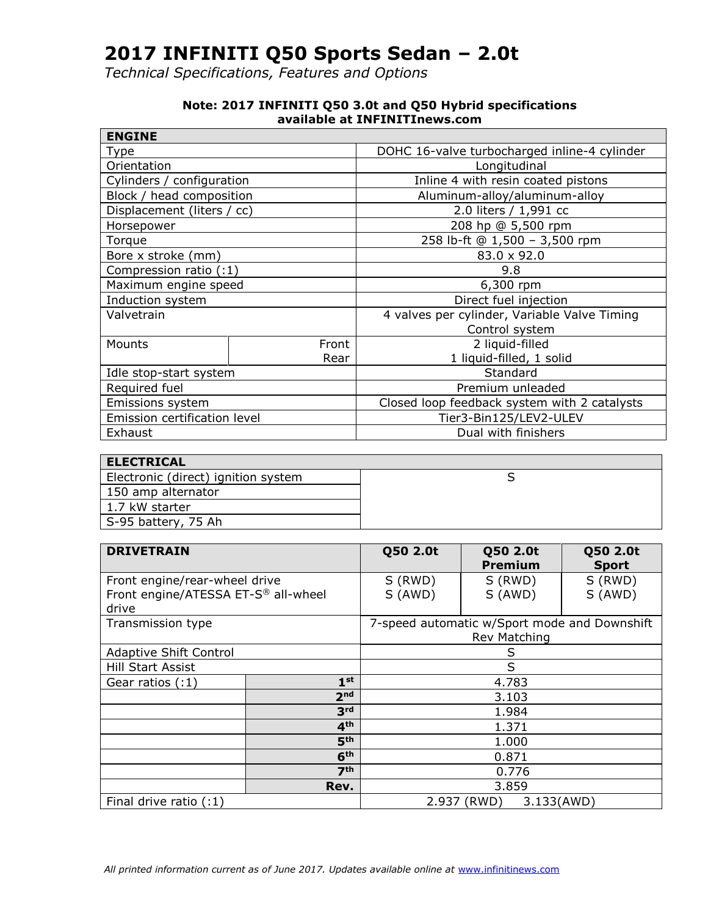# 2017 INFINITI Q50 Sports Sedan – 2.0t

*Technical Specifications, Features and Options*

**Note: 2017 INFINITI Q50 3.0t and Q50 Hybrid specifications available at INFINITInews.com**

| ENGINE | | |
|---|---|---|
| Type | | DOHC 16-valve turbocharged inline-4 cylinder |
| Orientation | | Longitudinal |
| Cylinders / configuration | | Inline 4 with resin coated pistons |
| Block / head composition | | Aluminum-alloy/aluminum-alloy |
| Displacement (liters / cc) | | 2.0 liters / 1,991 cc |
| Horsepower | | 208 hp @ 5,500 rpm |
| Torque | | 258 lb-ft @ 1,500 – 3,500 rpm |
| Bore x stroke (mm) | | 83.0 x 92.0 |
| Compression ratio (:1) | | 9.8 |
| Maximum engine speed | | 6,300 rpm |
| Induction system | | Direct fuel injection |
| Valvetrain | | 4 valves per cylinder, Variable Valve Timing Control system |
| Mounts | Front | 2 liquid-filled |
| | Rear | 1 liquid-filled, 1 solid |
| Idle stop-start system | | Standard |
| Required fuel | | Premium unleaded |
| Emissions system | | Closed loop feedback system with 2 catalysts |
| Emission certification level | | Tier3-Bin125/LEV2-ULEV |
| Exhaust | | Dual with finishers |

| ELECTRICAL | |
|---|---|
| Electronic (direct) ignition system | S |
| 150 amp alternator | |
| 1.7 kW starter | |
| S-95 battery, 75 Ah | |

| DRIVETRAIN | | Q50 2.0t | Q50 2.0t Premium | Q50 2.0t Sport |
|---|---|---|---|---|
| Front engine/rear-wheel drive | | S (RWD) | S (RWD) | S (RWD) |
| Front engine/ATESSA ET-S® all-wheel drive | | S (AWD) | S (AWD) | S (AWD) |
| Transmission type | | 7-speed automatic w/Sport mode and Downshift Rev Matching | | |
| Adaptive Shift Control | | S | | |
| Hill Start Assist | | S | | |
| Gear ratios (:1) | 1st | 4.783 | | |
| | 2nd | 3.103 | | |
| | 3rd | 1.984 | | |
| | 4th | 1.371 | | |
| | 5th | 1.000 | | |
| | 6th | 0.871 | | |
| | 7th | 0.776 | | |
| | Rev. | 3.859 | | |
| Final drive ratio (:1) | | 2.937 (RWD) 3.133(AWD) | | |

*All printed information current as of June 2017. Updates available online at www.infinitinews.com*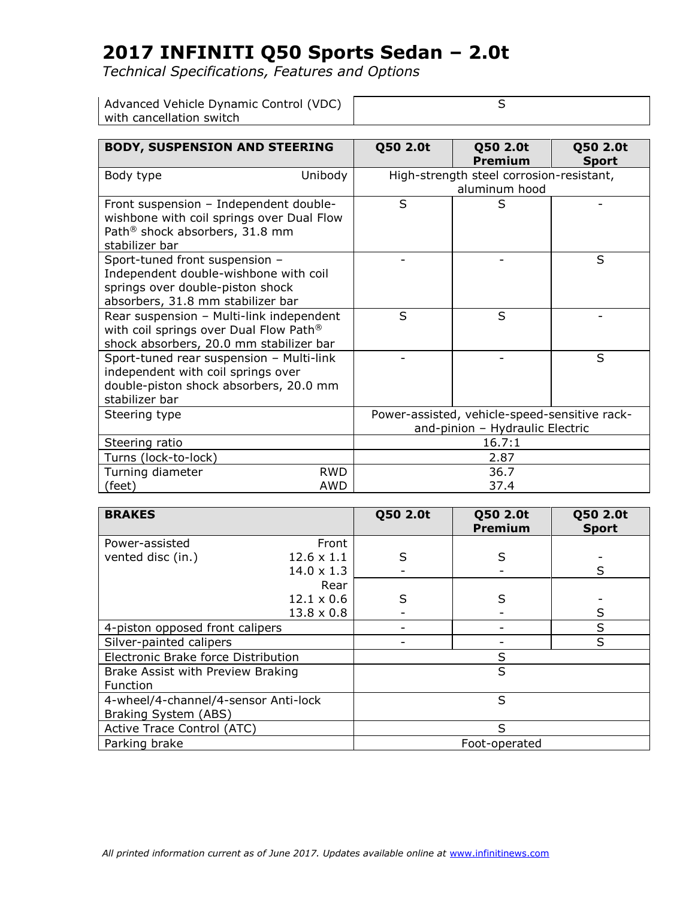# 2017 INFINITI Q50 Sports Sedan – 2.0t

*Technical Specifications, Features and Options*

| | |
|---|---|
| Advanced Vehicle Dynamic Control (VDC) with cancellation switch | S |

| BODY, SUSPENSION AND STEERING | | Q50 2.0t | Q50 2.0t Premium | Q50 2.0t Sport |
|---|---|---|---|---|
| Body type | Unibody | High-strength steel corrosion-resistant, aluminum hood | | |
| Front suspension – Independent double-wishbone with coil springs over Dual Flow Path® shock absorbers, 31.8 mm stabilizer bar | | S | S | - |
| Sport-tuned front suspension – Independent double-wishbone with coil springs over double-piston shock absorbers, 31.8 mm stabilizer bar | | - | - | S |
| Rear suspension – Multi-link independent with coil springs over Dual Flow Path® shock absorbers, 20.0 mm stabilizer bar | | S | S | - |
| Sport-tuned rear suspension – Multi-link independent with coil springs over double-piston shock absorbers, 20.0 mm stabilizer bar | | - | - | S |
| Steering type | | Power-assisted, vehicle-speed-sensitive rack-and-pinion – Hydraulic Electric | | |
| Steering ratio | | 16.7:1 | | |
| Turns (lock-to-lock) | | 2.87 | | |
| Turning diameter (feet) | RWD | 36.7 | | |
| | AWD | 37.4 | | |

| BRAKES | | Q50 2.0t | Q50 2.0t Premium | Q50 2.0t Sport |
|---|---|---|---|---|
| Power-assisted vented disc (in.) | Front | | | |
| | 12.6 x 1.1 | S | S | - |
| | 14.0 x 1.3 | - | - | S |
| | Rear | | | |
| | 12.1 x 0.6 | S | S | - |
| | 13.8 x 0.8 | - | - | S |
| 4-piston opposed front calipers | | - | - | S |
| Silver-painted calipers | | - | - | S |
| Electronic Brake force Distribution | | S | | |
| Brake Assist with Preview Braking Function | | S | | |
| 4-wheel/4-channel/4-sensor Anti-lock Braking System (ABS) | | S | | |
| Active Trace Control (ATC) | | S | | |
| Parking brake | | Foot-operated | | |

*All printed information current as of June 2017. Updates available online at www.infinitinews.com*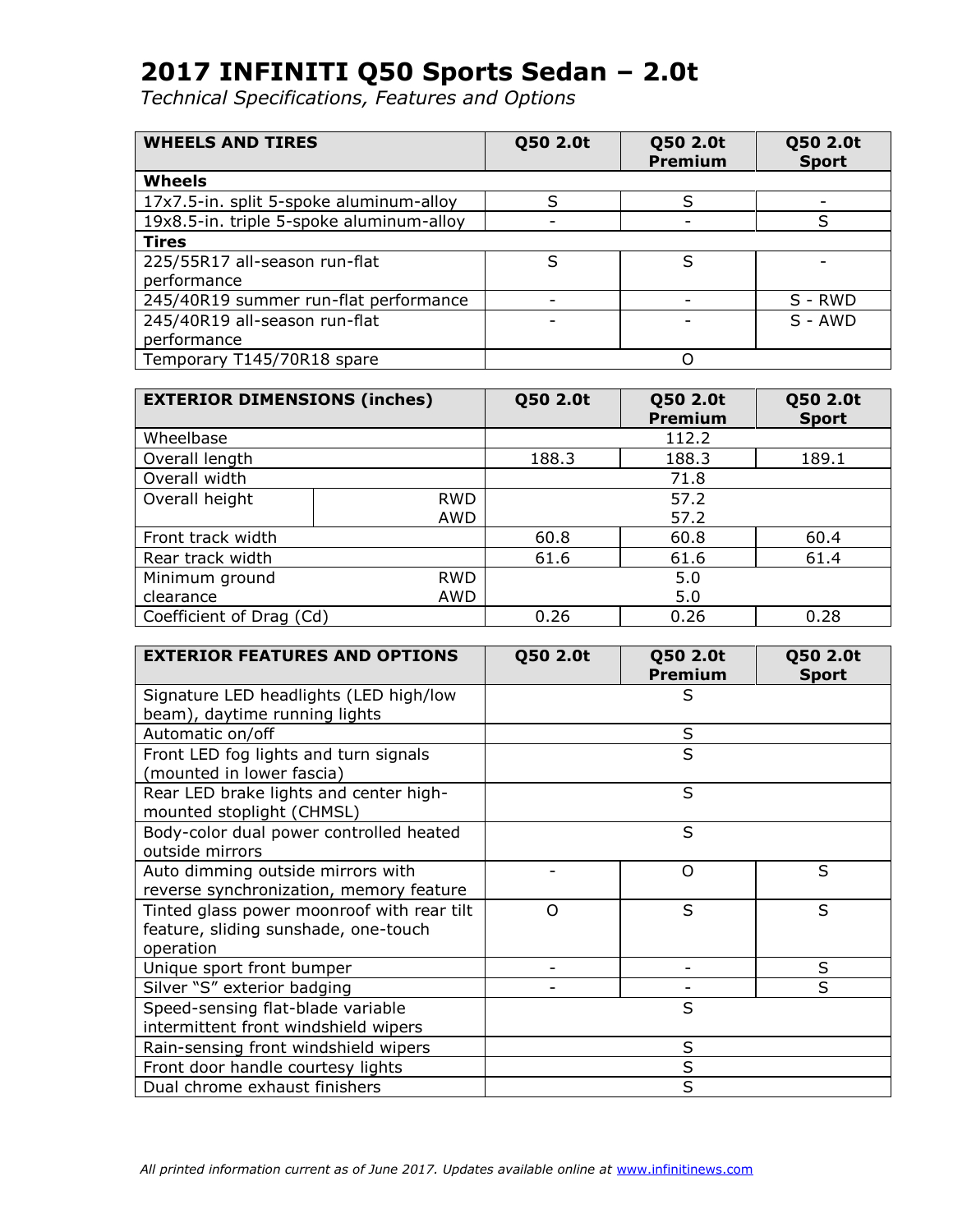# 2017 INFINITI Q50 Sports Sedan – 2.0t

*Technical Specifications, Features and Options*

| WHEELS AND TIRES | Q50 2.0t | Q50 2.0t Premium | Q50 2.0t Sport |
|---|---|---|---|
| **Wheels** | | | |
| 17x7.5-in. split 5-spoke aluminum-alloy | S | S | - |
| 19x8.5-in. triple 5-spoke aluminum-alloy | - | - | S |
| **Tires** | | | |
| 225/55R17 all-season run-flat performance | S | S | - |
| 245/40R19 summer run-flat performance | - | - | S - RWD |
| 245/40R19 all-season run-flat performance | - | - | S - AWD |
| Temporary T145/70R18 spare | | O | |

| EXTERIOR DIMENSIONS (inches) | | Q50 2.0t | Q50 2.0t Premium | Q50 2.0t Sport |
|---|---|---|---|---|
| Wheelbase | | | 112.2 | |
| Overall length | | 188.3 | 188.3 | 189.1 |
| Overall width | | | 71.8 | |
| Overall height | RWD | | 57.2 | |
| | AWD | | 57.2 | |
| Front track width | | 60.8 | 60.8 | 60.4 |
| Rear track width | | 61.6 | 61.6 | 61.4 |
| Minimum ground clearance | RWD | | 5.0 | |
| | AWD | | 5.0 | |
| Coefficient of Drag (Cd) | | 0.26 | 0.26 | 0.28 |

| EXTERIOR FEATURES AND OPTIONS | Q50 2.0t | Q50 2.0t Premium | Q50 2.0t Sport |
|---|---|---|---|
| Signature LED headlights (LED high/low beam), daytime running lights | | S | |
| Automatic on/off | | S | |
| Front LED fog lights and turn signals (mounted in lower fascia) | | S | |
| Rear LED brake lights and center high-mounted stoplight (CHMSL) | | S | |
| Body-color dual power controlled heated outside mirrors | | S | |
| Auto dimming outside mirrors with reverse synchronization, memory feature | - | O | S |
| Tinted glass power moonroof with rear tilt feature, sliding sunshade, one-touch operation | O | S | S |
| Unique sport front bumper | - | - | S |
| Silver "S" exterior badging | - | - | S |
| Speed-sensing flat-blade variable intermittent front windshield wipers | | S | |
| Rain-sensing front windshield wipers | | S | |
| Front door handle courtesy lights | | S | |
| Dual chrome exhaust finishers | | S | |

*All printed information current as of June 2017. Updates available online at www.infinitinews.com*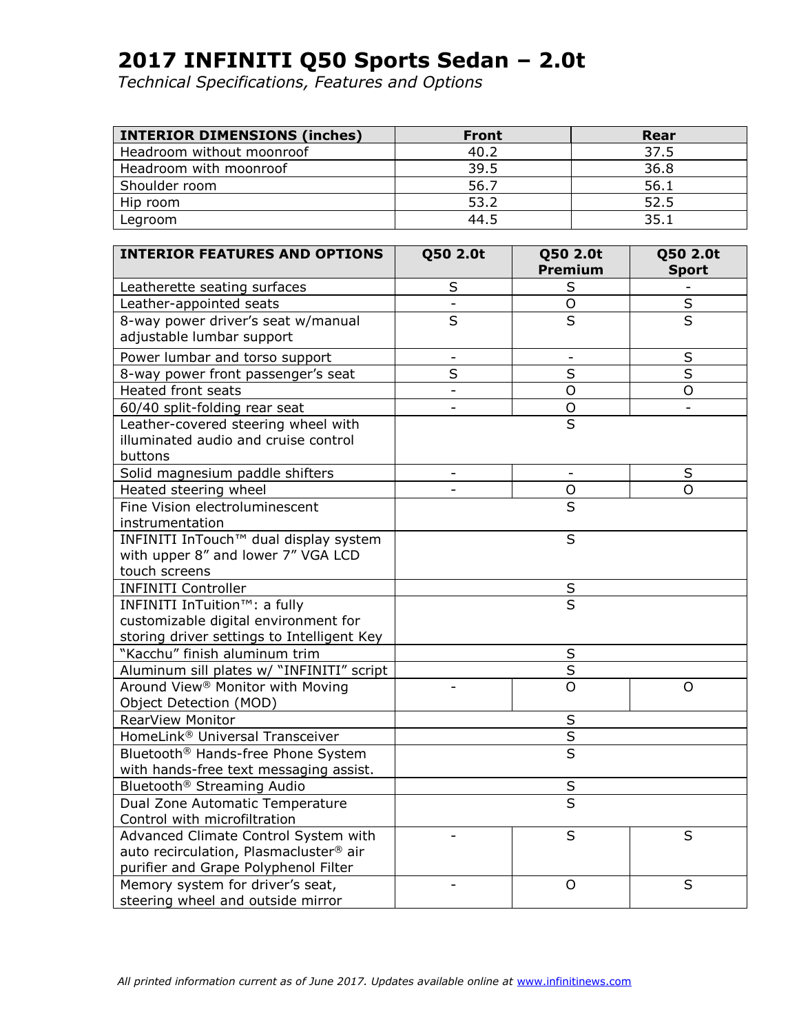# 2017 INFINITI Q50 Sports Sedan – 2.0t

*Technical Specifications, Features and Options*

| INTERIOR DIMENSIONS (inches) | Front | Rear |
| --- | --- | --- |
| Headroom without moonroof | 40.2 | 37.5 |
| Headroom with moonroof | 39.5 | 36.8 |
| Shoulder room | 56.7 | 56.1 |
| Hip room | 53.2 | 52.5 |
| Legroom | 44.5 | 35.1 |

| INTERIOR FEATURES AND OPTIONS | Q50 2.0t | Q50 2.0t Premium | Q50 2.0t Sport |
| --- | --- | --- | --- |
| Leatherette seating surfaces | S | S | - |
| Leather-appointed seats | - | O | S |
| 8-way power driver's seat w/manual adjustable lumbar support | S | S | S |
| Power lumbar and torso support | - | - | S |
| 8-way power front passenger's seat | S | S | S |
| Heated front seats | - | O | O |
| 60/40 split-folding rear seat | - | O | - |
| Leather-covered steering wheel with illuminated audio and cruise control buttons | | S | |
| Solid magnesium paddle shifters | - | - | S |
| Heated steering wheel | - | O | O |
| Fine Vision electroluminescent instrumentation | | S | |
| INFINITI InTouch™ dual display system with upper 8" and lower 7" VGA LCD touch screens | | S | |
| INFINITI Controller | | S | |
| INFINITI InTuition™: a fully customizable digital environment for storing driver settings to Intelligent Key | | S | |
| "Kacchu" finish aluminum trim | | S | |
| Aluminum sill plates w/ "INFINITI" script | | S | |
| Around View® Monitor with Moving Object Detection (MOD) | - | O | O |
| RearView Monitor | | S | |
| HomeLink® Universal Transceiver | | S | |
| Bluetooth® Hands-free Phone System with hands-free text messaging assist. | | S | |
| Bluetooth® Streaming Audio | | S | |
| Dual Zone Automatic Temperature Control with microfiltration | | S | |
| Advanced Climate Control System with auto recirculation, Plasmacluster® air purifier and Grape Polyphenol Filter | - | S | S |
| Memory system for driver's seat, steering wheel and outside mirror | - | O | S |

*All printed information current as of June 2017. Updates available online at www.infinitinews.com*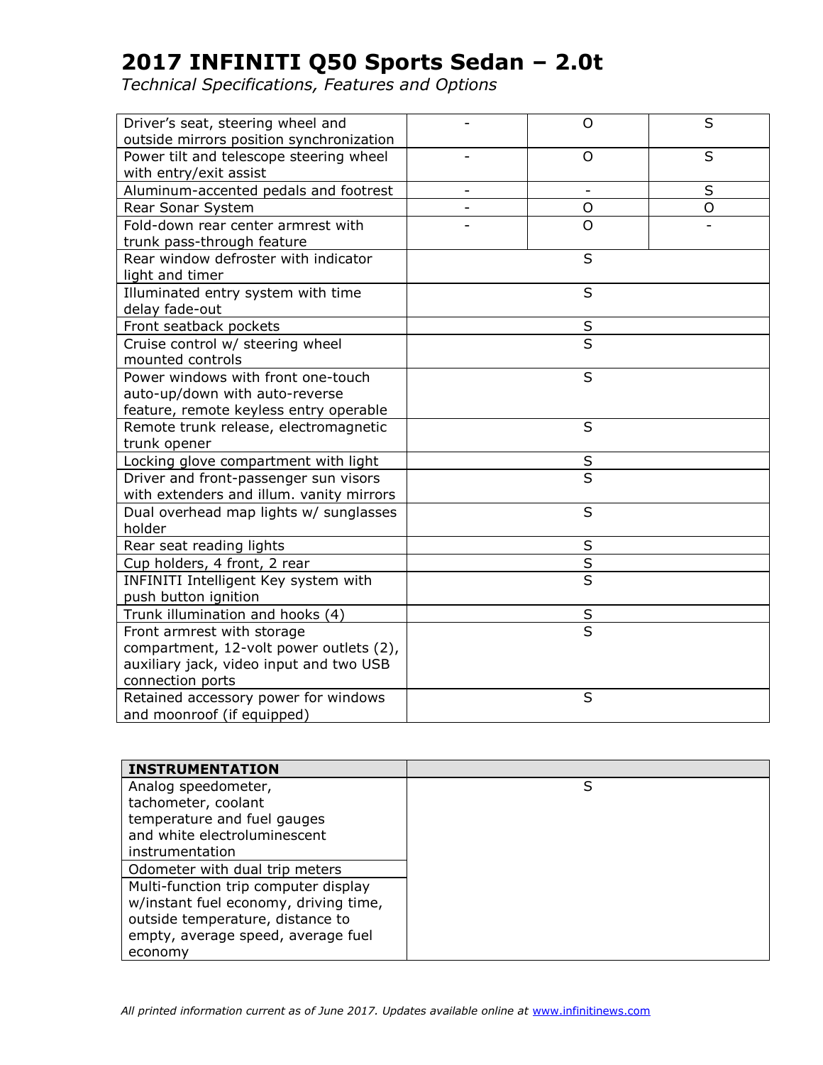# 2017 INFINITI Q50 Sports Sedan – 2.0t

*Technical Specifications, Features and Options*

| | | | |
|---|---|---|---|
| Driver's seat, steering wheel and outside mirrors position synchronization | - | O | S |
| Power tilt and telescope steering wheel with entry/exit assist | - | O | S |
| Aluminum-accented pedals and footrest | - | - | S |
| Rear Sonar System | - | O | O |
| Fold-down rear center armrest with trunk pass-through feature | - | O | - |
| Rear window defroster with indicator light and timer | | S | |
| Illuminated entry system with time delay fade-out | | S | |
| Front seatback pockets | | S | |
| Cruise control w/ steering wheel mounted controls | | S | |
| Power windows with front one-touch auto-up/down with auto-reverse feature, remote keyless entry operable | | S | |
| Remote trunk release, electromagnetic trunk opener | | S | |
| Locking glove compartment with light | | S | |
| Driver and front-passenger sun visors with extenders and illum. vanity mirrors | | S | |
| Dual overhead map lights w/ sunglasses holder | | S | |
| Rear seat reading lights | | S | |
| Cup holders, 4 front, 2 rear | | S | |
| INFINITI Intelligent Key system with push button ignition | | S | |
| Trunk illumination and hooks (4) | | S | |
| Front armrest with storage compartment, 12-volt power outlets (2), auxiliary jack, video input and two USB connection ports | | S | |
| Retained accessory power for windows and moonroof (if equipped) | | S | |

| INSTRUMENTATION | |
|---|---|
| Analog speedometer, tachometer, coolant temperature and fuel gauges and white electroluminescent instrumentation | S |
| Odometer with dual trip meters | |
| Multi-function trip computer display w/instant fuel economy, driving time, outside temperature, distance to empty, average speed, average fuel economy | |

*All printed information current as of June 2017. Updates available online at www.infinitinews.com*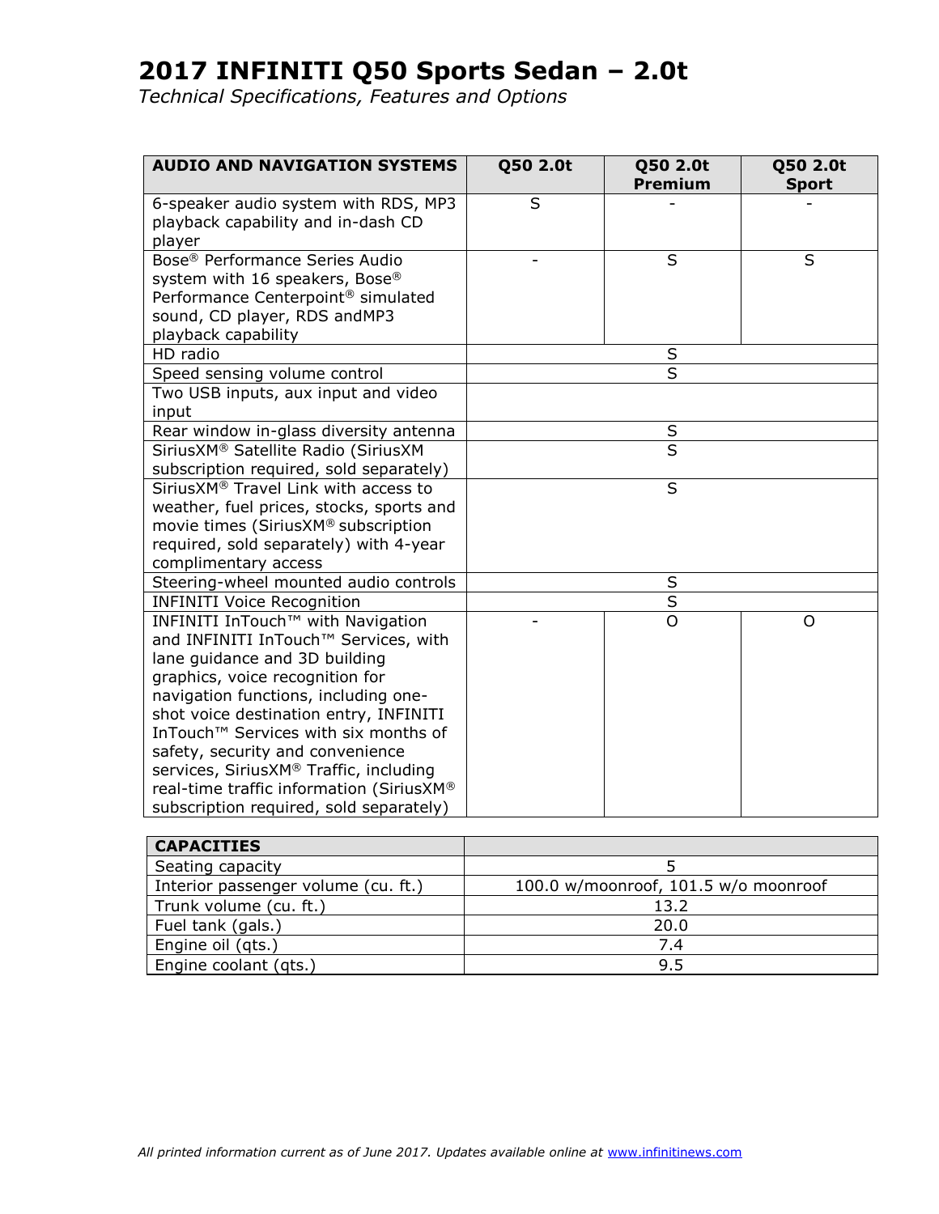# 2017 INFINITI Q50 Sports Sedan – 2.0t

*Technical Specifications, Features and Options*

| AUDIO AND NAVIGATION SYSTEMS | Q50 2.0t | Q50 2.0t Premium | Q50 2.0t Sport |
|---|---|---|---|
| 6-speaker audio system with RDS, MP3 playback capability and in-dash CD player | S | - | - |
| Bose® Performance Series Audio system with 16 speakers, Bose® Performance Centerpoint® simulated sound, CD player, RDS andMP3 playback capability | - | S | S |
| HD radio | | S | |
| Speed sensing volume control | | S | |
| Two USB inputs, aux input and video input | | | |
| Rear window in-glass diversity antenna | | S | |
| SiriusXM® Satellite Radio (SiriusXM subscription required, sold separately) | | S | |
| SiriusXM® Travel Link with access to weather, fuel prices, stocks, sports and movie times (SiriusXM® subscription required, sold separately) with 4-year complimentary access | | S | |
| Steering-wheel mounted audio controls | | S | |
| INFINITI Voice Recognition | | S | |
| INFINITI InTouch™ with Navigation and INFINITI InTouch™ Services, with lane guidance and 3D building graphics, voice recognition for navigation functions, including one-shot voice destination entry, INFINITI InTouch™ Services with six months of safety, security and convenience services, SiriusXM® Traffic, including real-time traffic information (SiriusXM® subscription required, sold separately) | - | O | O |

| CAPACITIES | |
|---|---|
| Seating capacity | 5 |
| Interior passenger volume (cu. ft.) | 100.0 w/moonroof, 101.5 w/o moonroof |
| Trunk volume (cu. ft.) | 13.2 |
| Fuel tank (gals.) | 20.0 |
| Engine oil (qts.) | 7.4 |
| Engine coolant (qts.) | 9.5 |

*All printed information current as of June 2017. Updates available online at [www.infinitinews.com](www.infinitinews.com)*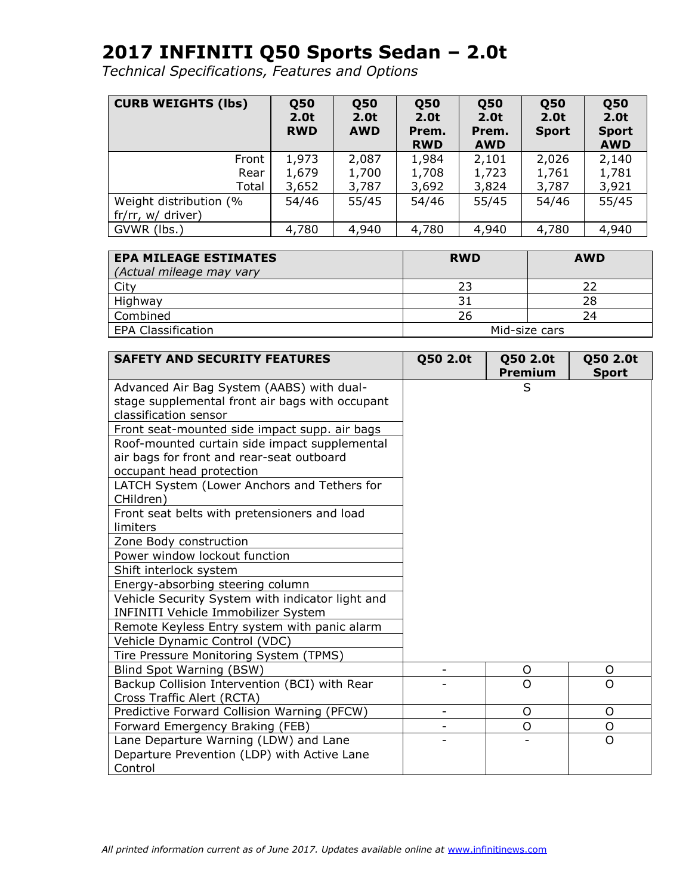# 2017 INFINITI Q50 Sports Sedan – 2.0t

*Technical Specifications, Features and Options*

| CURB WEIGHTS (lbs) | Q50 2.0t RWD | Q50 2.0t AWD | Q50 2.0t Prem. RWD | Q50 2.0t Prem. AWD | Q50 2.0t Sport | Q50 2.0t Sport AWD |
|---|---|---|---|---|---|---|
| Front | 1,973 | 2,087 | 1,984 | 2,101 | 2,026 | 2,140 |
| Rear | 1,679 | 1,700 | 1,708 | 1,723 | 1,761 | 1,781 |
| Total | 3,652 | 3,787 | 3,692 | 3,824 | 3,787 | 3,921 |
| Weight distribution (% fr/rr, w/ driver) | 54/46 | 55/45 | 54/46 | 55/45 | 54/46 | 55/45 |
| GVWR (lbs.) | 4,780 | 4,940 | 4,780 | 4,940 | 4,780 | 4,940 |

| EPA MILEAGE ESTIMATES *(Actual mileage may vary* | RWD | AWD |
|---|---|---|
| City | 23 | 22 |
| Highway | 31 | 28 |
| Combined | 26 | 24 |
| EPA Classification | Mid-size cars | |

| SAFETY AND SECURITY FEATURES | Q50 2.0t | Q50 2.0t Premium | Q50 2.0t Sport |
|---|---|---|---|
| Advanced Air Bag System (AABS) with dual-stage supplemental front air bags with occupant classification sensor | | S | |
| Front seat-mounted side impact supp. air bags | | | |
| Roof-mounted curtain side impact supplemental air bags for front and rear-seat outboard occupant head protection | | | |
| LATCH System (Lower Anchors and Tethers for CHildren) | | | |
| Front seat belts with pretensioners and load limiters | | | |
| Zone Body construction | | | |
| Power window lockout function | | | |
| Shift interlock system | | | |
| Energy-absorbing steering column | | | |
| Vehicle Security System with indicator light and INFINITI Vehicle Immobilizer System | | | |
| Remote Keyless Entry system with panic alarm | | | |
| Vehicle Dynamic Control (VDC) | | | |
| Tire Pressure Monitoring System (TPMS) | | | |
| Blind Spot Warning (BSW) | - | O | O |
| Backup Collision Intervention (BCI) with Rear Cross Traffic Alert (RCTA) | - | O | O |
| Predictive Forward Collision Warning (PFCW) | - | O | O |
| Forward Emergency Braking (FEB) | - | O | O |
| Lane Departure Warning (LDW) and Lane Departure Prevention (LDP) with Active Lane Control | - | - | O |

*All printed information current as of June 2017. Updates available online at www.infinitinews.com*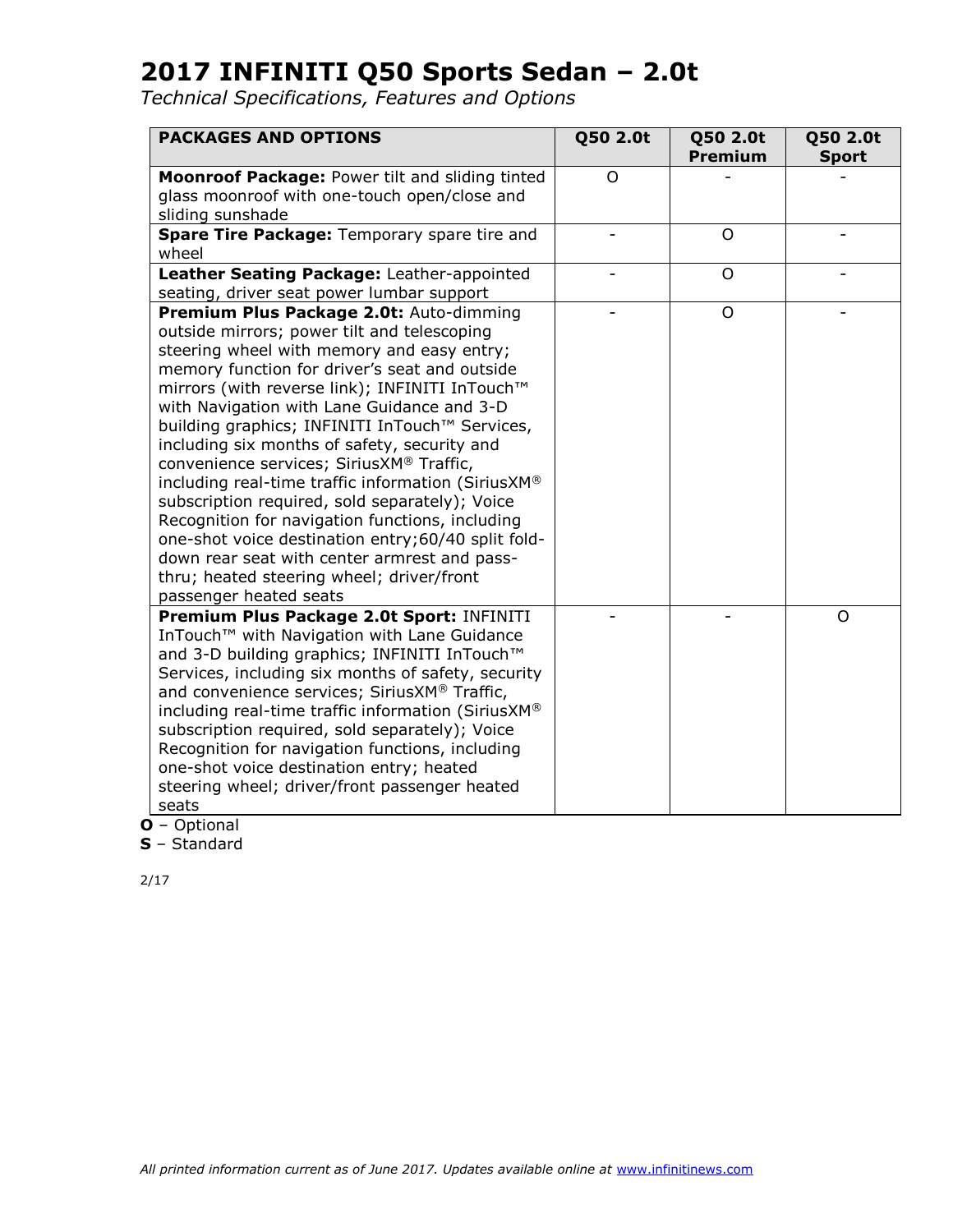# 2017 INFINITI Q50 Sports Sedan – 2.0t

*Technical Specifications, Features and Options*

| PACKAGES AND OPTIONS | Q50 2.0t | Q50 2.0t Premium | Q50 2.0t Sport |
|---|---|---|---|
| **Moonroof Package:** Power tilt and sliding tinted glass moonroof with one-touch open/close and sliding sunshade | O | - | - |
| **Spare Tire Package:** Temporary spare tire and wheel | - | O | - |
| **Leather Seating Package:** Leather-appointed seating, driver seat power lumbar support | - | O | - |
| **Premium Plus Package 2.0t:** Auto-dimming outside mirrors; power tilt and telescoping steering wheel with memory and easy entry; memory function for driver's seat and outside mirrors (with reverse link); INFINITI InTouch™ with Navigation with Lane Guidance and 3-D building graphics; INFINITI InTouch™ Services, including six months of safety, security and convenience services; SiriusXM® Traffic, including real-time traffic information (SiriusXM® subscription required, sold separately); Voice Recognition for navigation functions, including one-shot voice destination entry;60/40 split fold-down rear seat with center armrest and pass-thru; heated steering wheel; driver/front passenger heated seats | - | O | - |
| **Premium Plus Package 2.0t Sport:** INFINITI InTouch™ with Navigation with Lane Guidance and 3-D building graphics; INFINITI InTouch™ Services, including six months of safety, security and convenience services; SiriusXM® Traffic, including real-time traffic information (SiriusXM® subscription required, sold separately); Voice Recognition for navigation functions, including one-shot voice destination entry; heated steering wheel; driver/front passenger heated seats | - | - | O |

**O** – Optional
**S** – Standard

2/17

*All printed information current as of June 2017. Updates available online at www.infinitinews.com*